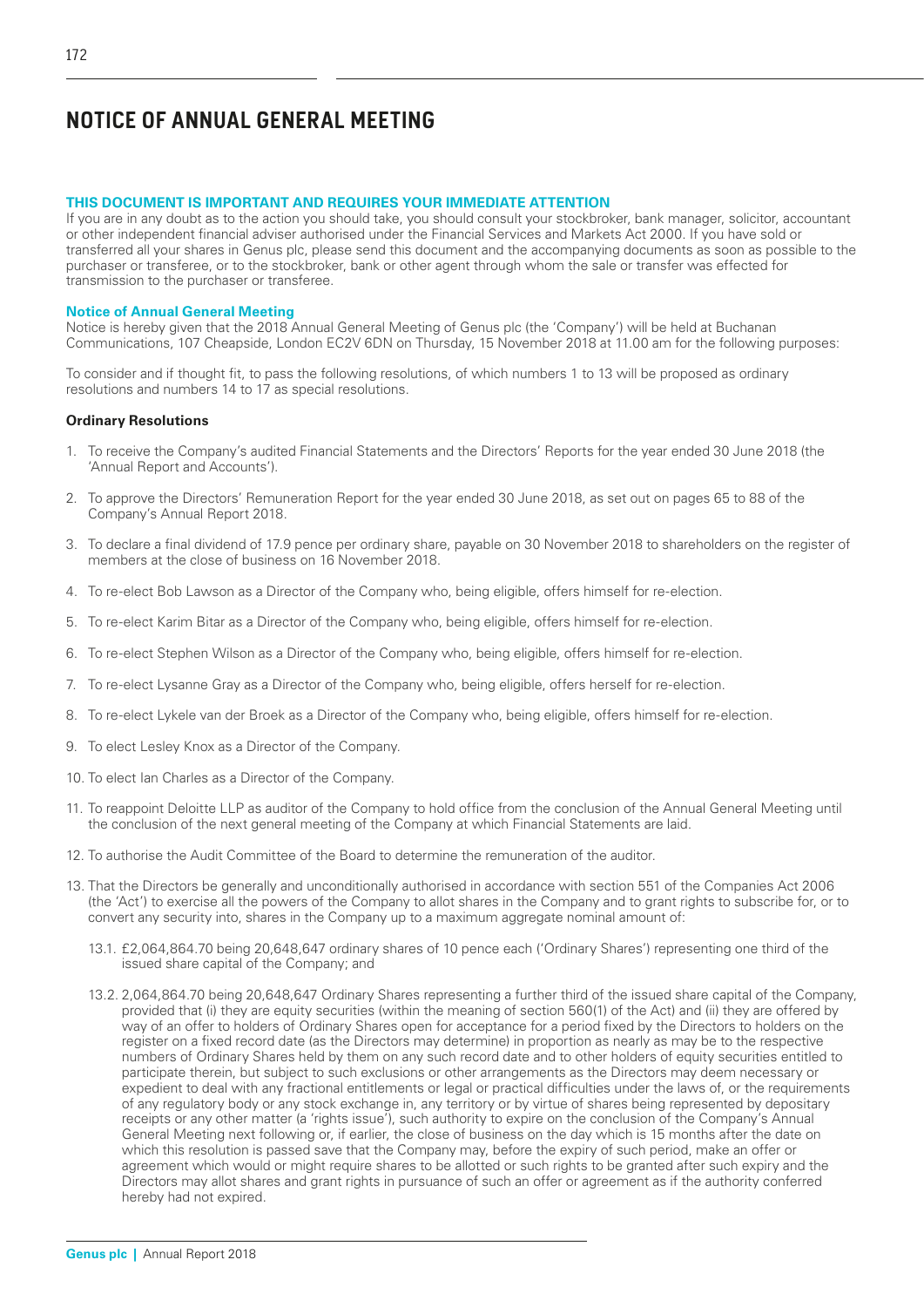# NOTICE OF ANNUAL GENERAL MEETING

**THIS DOCUMENT IS IMPORTANT AND REQUIRES YOUR IMMEDIATE ATTENTION**

If you are in any doubt as to the action you should take, you should consult your stockbroker, bank manager, solicitor, accountant or other independent financial adviser authorised under the Financial Services and Markets Act 2000. If you have sold or transferred all your shares in Genus plc, please send this document and the accompanying documents as soon as possible to the purchaser or transferee, or to the stockbroker, bank or other agent through whom the sale or transfer was effected for transmission to the purchaser or transferee.

**Notice of Annual General Meeting**

Notice is hereby given that the 2018 Annual General Meeting of Genus plc (the 'Company') will be held at Buchanan Communications, 107 Cheapside, London EC2V 6DN on Thursday, 15 November 2018 at 11.00 am for the following purposes:

To consider and if thought fit, to pass the following resolutions, of which numbers 1 to 13 will be proposed as ordinary resolutions and numbers 14 to 17 as special resolutions.

**Ordinary Resolutions**

1. To receive the Company's audited Financial Statements and the Directors' Reports for the year ended 30 June 2018 (the 'Annual Report and Accounts').
2. To approve the Directors' Remuneration Report for the year ended 30 June 2018, as set out on pages 65 to 88 of the Company's Annual Report 2018.
3. To declare a final dividend of 17.9 pence per ordinary share, payable on 30 November 2018 to shareholders on the register of members at the close of business on 16 November 2018.
4. To re-elect Bob Lawson as a Director of the Company who, being eligible, offers himself for re-election.
5. To re-elect Karim Bitar as a Director of the Company who, being eligible, offers himself for re-election.
6. To re-elect Stephen Wilson as a Director of the Company who, being eligible, offers himself for re-election.
7. To re-elect Lysanne Gray as a Director of the Company who, being eligible, offers herself for re-election.
8. To re-elect Lykele van der Broek as a Director of the Company who, being eligible, offers himself for re-election.
9. To elect Lesley Knox as a Director of the Company.
10. To elect Ian Charles as a Director of the Company.
11. To reappoint Deloitte LLP as auditor of the Company to hold office from the conclusion of the Annual General Meeting until the conclusion of the next general meeting of the Company at which Financial Statements are laid.
12. To authorise the Audit Committee of the Board to determine the remuneration of the auditor.
13. That the Directors be generally and unconditionally authorised in accordance with section 551 of the Companies Act 2006 (the 'Act') to exercise all the powers of the Company to allot shares in the Company and to grant rights to subscribe for, or to convert any security into, shares in the Company up to a maximum aggregate nominal amount of:

    13.1. £2,064,864.70 being 20,648,647 ordinary shares of 10 pence each ('Ordinary Shares') representing one third of the issued share capital of the Company; and

    13.2. 2,064,864.70 being 20,648,647 Ordinary Shares representing a further third of the issued share capital of the Company, provided that (i) they are equity securities (within the meaning of section 560(1) of the Act) and (ii) they are offered by way of an offer to holders of Ordinary Shares open for acceptance for a period fixed by the Directors to holders on the register on a fixed record date (as the Directors may determine) in proportion as nearly as may be to the respective numbers of Ordinary Shares held by them on any such record date and to other holders of equity securities entitled to participate therein, but subject to such exclusions or other arrangements as the Directors may deem necessary or expedient to deal with any fractional entitlements or legal or practical difficulties under the laws of, or the requirements of any regulatory body or any stock exchange in, any territory or by virtue of shares being represented by depositary receipts or any other matter (a 'rights issue'), such authority to expire on the conclusion of the Company's Annual General Meeting next following or, if earlier, the close of business on the day which is 15 months after the date on which this resolution is passed save that the Company may, before the expiry of such period, make an offer or agreement which would or might require shares to be allotted or such rights to be granted after such expiry and the Directors may allot shares and grant rights in pursuance of such an offer or agreement as if the authority conferred hereby had not expired.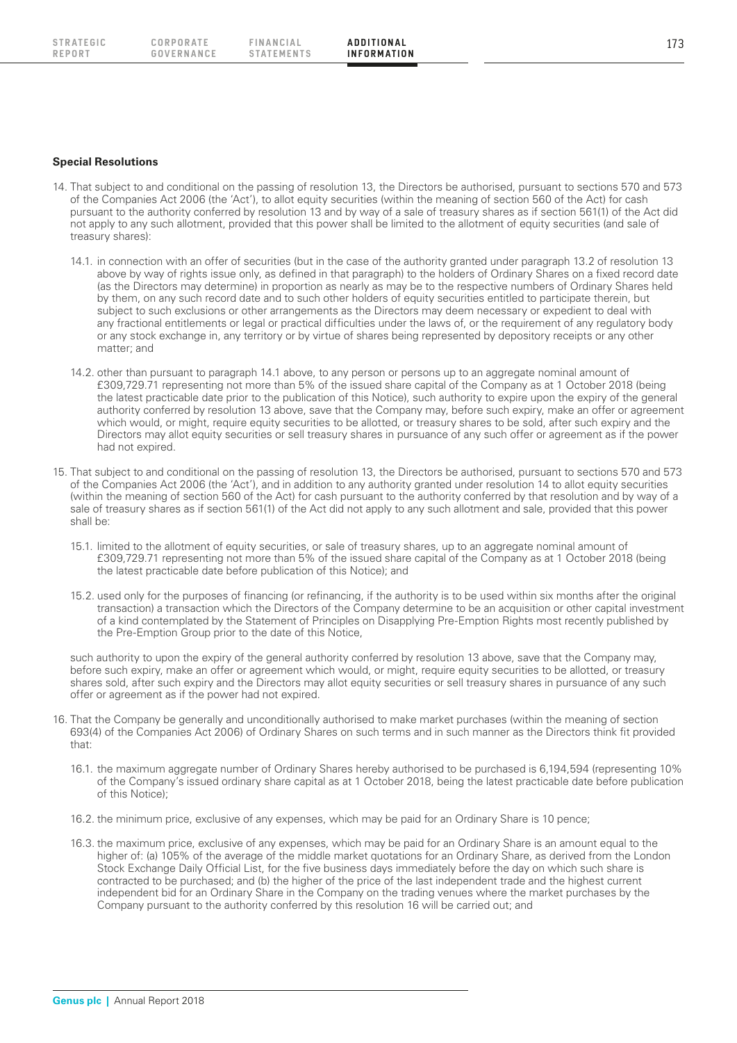**Special Resolutions**

14. That subject to and conditional on the passing of resolution 13, the Directors be authorised, pursuant to sections 570 and 573 of the Companies Act 2006 (the 'Act'), to allot equity securities (within the meaning of section 560 of the Act) for cash pursuant to the authority conferred by resolution 13 and by way of a sale of treasury shares as if section 561(1) of the Act did not apply to any such allotment, provided that this power shall be limited to the allotment of equity securities (and sale of treasury shares):

    14.1. in connection with an offer of securities (but in the case of the authority granted under paragraph 13.2 of resolution 13 above by way of rights issue only, as defined in that paragraph) to the holders of Ordinary Shares on a fixed record date (as the Directors may determine) in proportion as nearly as may be to the respective numbers of Ordinary Shares held by them, on any such record date and to such other holders of equity securities entitled to participate therein, but subject to such exclusions or other arrangements as the Directors may deem necessary or expedient to deal with any fractional entitlements or legal or practical difficulties under the laws of, or the requirement of any regulatory body or any stock exchange in, any territory or by virtue of shares being represented by depository receipts or any other matter; and

    14.2. other than pursuant to paragraph 14.1 above, to any person or persons up to an aggregate nominal amount of £309,729.71 representing not more than 5% of the issued share capital of the Company as at 1 October 2018 (being the latest practicable date prior to the publication of this Notice), such authority to expire upon the expiry of the general authority conferred by resolution 13 above, save that the Company may, before such expiry, make an offer or agreement which would, or might, require equity securities to be allotted, or treasury shares to be sold, after such expiry and the Directors may allot equity securities or sell treasury shares in pursuance of any such offer or agreement as if the power had not expired.

15. That subject to and conditional on the passing of resolution 13, the Directors be authorised, pursuant to sections 570 and 573 of the Companies Act 2006 (the 'Act'), and in addition to any authority granted under resolution 14 to allot equity securities (within the meaning of section 560 of the Act) for cash pursuant to the authority conferred by that resolution and by way of a sale of treasury shares as if section 561(1) of the Act did not apply to any such allotment and sale, provided that this power shall be:

    15.1. limited to the allotment of equity securities, or sale of treasury shares, up to an aggregate nominal amount of £309,729.71 representing not more than 5% of the issued share capital of the Company as at 1 October 2018 (being the latest practicable date before publication of this Notice); and

    15.2. used only for the purposes of financing (or refinancing, if the authority is to be used within six months after the original transaction) a transaction which the Directors of the Company determine to be an acquisition or other capital investment of a kind contemplated by the Statement of Principles on Disapplying Pre-Emption Rights most recently published by the Pre-Emption Group prior to the date of this Notice,

    such authority to upon the expiry of the general authority conferred by resolution 13 above, save that the Company may, before such expiry, make an offer or agreement which would, or might, require equity securities to be allotted, or treasury shares sold, after such expiry and the Directors may allot equity securities or sell treasury shares in pursuance of any such offer or agreement as if the power had not expired.

16. That the Company be generally and unconditionally authorised to make market purchases (within the meaning of section 693(4) of the Companies Act 2006) of Ordinary Shares on such terms and in such manner as the Directors think fit provided that:

    16.1. the maximum aggregate number of Ordinary Shares hereby authorised to be purchased is 6,194,594 (representing 10% of the Company's issued ordinary share capital as at 1 October 2018, being the latest practicable date before publication of this Notice);

    16.2. the minimum price, exclusive of any expenses, which may be paid for an Ordinary Share is 10 pence;

    16.3. the maximum price, exclusive of any expenses, which may be paid for an Ordinary Share is an amount equal to the higher of: (a) 105% of the average of the middle market quotations for an Ordinary Share, as derived from the London Stock Exchange Daily Official List, for the five business days immediately before the day on which such share is contracted to be purchased; and (b) the higher of the price of the last independent trade and the highest current independent bid for an Ordinary Share in the Company on the trading venues where the market purchases by the Company pursuant to the authority conferred by this resolution 16 will be carried out; and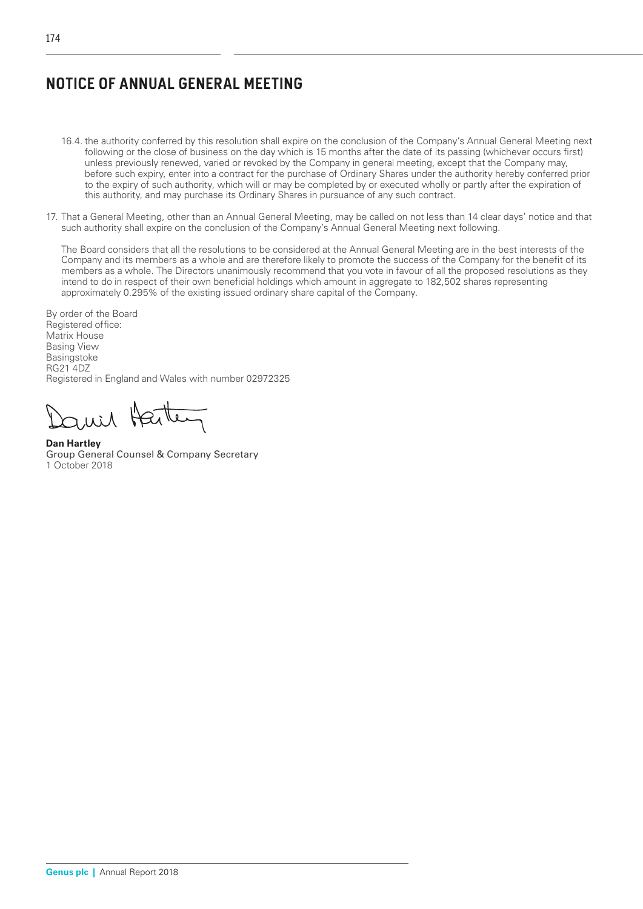# NOTICE OF ANNUAL GENERAL MEETING

16.4. the authority conferred by this resolution shall expire on the conclusion of the Company's Annual General Meeting next following or the close of business on the day which is 15 months after the date of its passing (whichever occurs first) unless previously renewed, varied or revoked by the Company in general meeting, except that the Company may, before such expiry, enter into a contract for the purchase of Ordinary Shares under the authority hereby conferred prior to the expiry of such authority, which will or may be completed by or executed wholly or partly after the expiration of this authority, and may purchase its Ordinary Shares in pursuance of any such contract.

17. That a General Meeting, other than an Annual General Meeting, may be called on not less than 14 clear days' notice and that such authority shall expire on the conclusion of the Company's Annual General Meeting next following.

The Board considers that all the resolutions to be considered at the Annual General Meeting are in the best interests of the Company and its members as a whole and are therefore likely to promote the success of the Company for the benefit of its members as a whole. The Directors unanimously recommend that you vote in favour of all the proposed resolutions as they intend to do in respect of their own beneficial holdings which amount in aggregate to 182,502 shares representing approximately 0.295% of the existing issued ordinary share capital of the Company.

By order of the Board
Registered office:
Matrix House
Basing View
Basingstoke
RG21 4DZ
Registered in England and Wales with number 02972325

**Dan Hartley**
Group General Counsel & Company Secretary
1 October 2018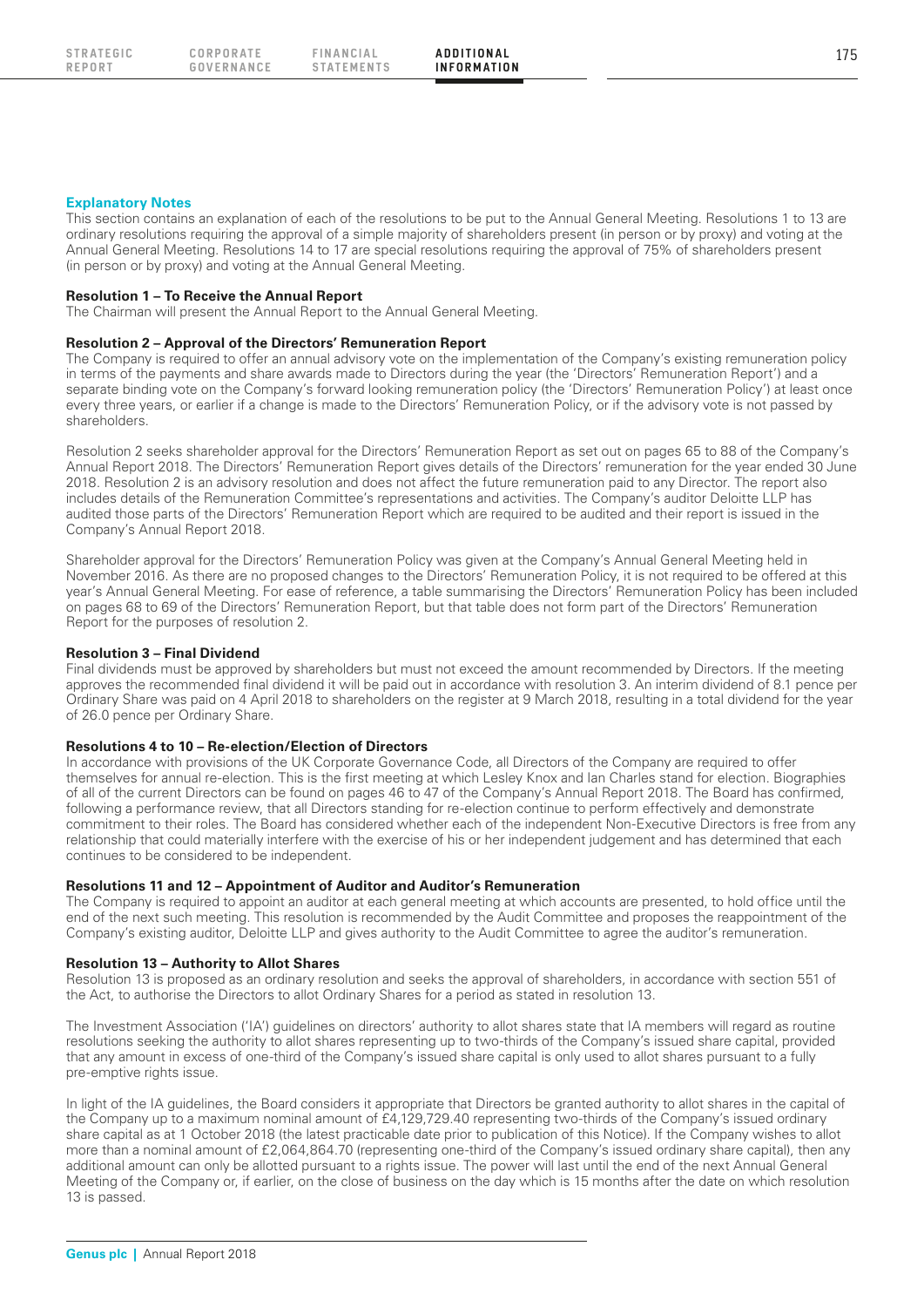## Explanatory Notes

This section contains an explanation of each of the resolutions to be put to the Annual General Meeting. Resolutions 1 to 13 are ordinary resolutions requiring the approval of a simple majority of shareholders present (in person or by proxy) and voting at the Annual General Meeting. Resolutions 14 to 17 are special resolutions requiring the approval of 75% of shareholders present (in person or by proxy) and voting at the Annual General Meeting.

### Resolution 1 – To Receive the Annual Report

The Chairman will present the Annual Report to the Annual General Meeting.

### Resolution 2 – Approval of the Directors' Remuneration Report

The Company is required to offer an annual advisory vote on the implementation of the Company's existing remuneration policy in terms of the payments and share awards made to Directors during the year (the 'Directors' Remuneration Report') and a separate binding vote on the Company's forward looking remuneration policy (the 'Directors' Remuneration Policy') at least once every three years, or earlier if a change is made to the Directors' Remuneration Policy, or if the advisory vote is not passed by shareholders.

Resolution 2 seeks shareholder approval for the Directors' Remuneration Report as set out on pages 65 to 88 of the Company's Annual Report 2018. The Directors' Remuneration Report gives details of the Directors' remuneration for the year ended 30 June 2018. Resolution 2 is an advisory resolution and does not affect the future remuneration paid to any Director. The report also includes details of the Remuneration Committee's representations and activities. The Company's auditor Deloitte LLP has audited those parts of the Directors' Remuneration Report which are required to be audited and their report is issued in the Company's Annual Report 2018.

Shareholder approval for the Directors' Remuneration Policy was given at the Company's Annual General Meeting held in November 2016. As there are no proposed changes to the Directors' Remuneration Policy, it is not required to be offered at this year's Annual General Meeting. For ease of reference, a table summarising the Directors' Remuneration Policy has been included on pages 68 to 69 of the Directors' Remuneration Report, but that table does not form part of the Directors' Remuneration Report for the purposes of resolution 2.

### Resolution 3 – Final Dividend

Final dividends must be approved by shareholders but must not exceed the amount recommended by Directors. If the meeting approves the recommended final dividend it will be paid out in accordance with resolution 3. An interim dividend of 8.1 pence per Ordinary Share was paid on 4 April 2018 to shareholders on the register at 9 March 2018, resulting in a total dividend for the year of 26.0 pence per Ordinary Share.

### Resolutions 4 to 10 – Re-election/Election of Directors

In accordance with provisions of the UK Corporate Governance Code, all Directors of the Company are required to offer themselves for annual re-election. This is the first meeting at which Lesley Knox and Ian Charles stand for election. Biographies of all of the current Directors can be found on pages 46 to 47 of the Company's Annual Report 2018. The Board has confirmed, following a performance review, that all Directors standing for re-election continue to perform effectively and demonstrate commitment to their roles. The Board has considered whether each of the independent Non-Executive Directors is free from any relationship that could materially interfere with the exercise of his or her independent judgement and has determined that each continues to be considered to be independent.

### Resolutions 11 and 12 – Appointment of Auditor and Auditor's Remuneration

The Company is required to appoint an auditor at each general meeting at which accounts are presented, to hold office until the end of the next such meeting. This resolution is recommended by the Audit Committee and proposes the reappointment of the Company's existing auditor, Deloitte LLP and gives authority to the Audit Committee to agree the auditor's remuneration.

### Resolution 13 – Authority to Allot Shares

Resolution 13 is proposed as an ordinary resolution and seeks the approval of shareholders, in accordance with section 551 of the Act, to authorise the Directors to allot Ordinary Shares for a period as stated in resolution 13.

The Investment Association ('IA') guidelines on directors' authority to allot shares state that IA members will regard as routine resolutions seeking the authority to allot shares representing up to two-thirds of the Company's issued share capital, provided that any amount in excess of one-third of the Company's issued share capital is only used to allot shares pursuant to a fully pre-emptive rights issue.

In light of the IA guidelines, the Board considers it appropriate that Directors be granted authority to allot shares in the capital of the Company up to a maximum nominal amount of £4,129,729.40 representing two-thirds of the Company's issued ordinary share capital as at 1 October 2018 (the latest practicable date prior to publication of this Notice). If the Company wishes to allot more than a nominal amount of £2,064,864.70 (representing one-third of the Company's issued ordinary share capital), then any additional amount can only be allotted pursuant to a rights issue. The power will last until the end of the next Annual General Meeting of the Company or, if earlier, on the close of business on the day which is 15 months after the date on which resolution 13 is passed.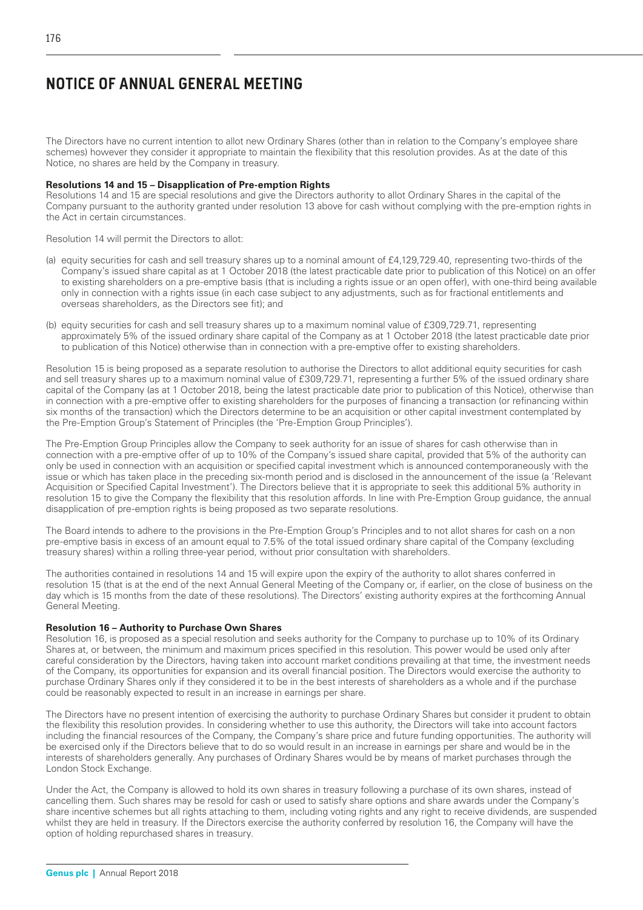# NOTICE OF ANNUAL GENERAL MEETING

The Directors have no current intention to allot new Ordinary Shares (other than in relation to the Company's employee share schemes) however they consider it appropriate to maintain the flexibility that this resolution provides. As at the date of this Notice, no shares are held by the Company in treasury.

**Resolutions 14 and 15 – Disapplication of Pre-emption Rights**

Resolutions 14 and 15 are special resolutions and give the Directors authority to allot Ordinary Shares in the capital of the Company pursuant to the authority granted under resolution 13 above for cash without complying with the pre-emption rights in the Act in certain circumstances.

Resolution 14 will permit the Directors to allot:

(a) equity securities for cash and sell treasury shares up to a nominal amount of £4,129,729.40, representing two-thirds of the Company's issued share capital as at 1 October 2018 (the latest practicable date prior to publication of this Notice) on an offer to existing shareholders on a pre-emptive basis (that is including a rights issue or an open offer), with one-third being available only in connection with a rights issue (in each case subject to any adjustments, such as for fractional entitlements and overseas shareholders, as the Directors see fit); and

(b) equity securities for cash and sell treasury shares up to a maximum nominal value of £309,729.71, representing approximately 5% of the issued ordinary share capital of the Company as at 1 October 2018 (the latest practicable date prior to publication of this Notice) otherwise than in connection with a pre-emptive offer to existing shareholders.

Resolution 15 is being proposed as a separate resolution to authorise the Directors to allot additional equity securities for cash and sell treasury shares up to a maximum nominal value of £309,729.71, representing a further 5% of the issued ordinary share capital of the Company (as at 1 October 2018, being the latest practicable date prior to publication of this Notice), otherwise than in connection with a pre-emptive offer to existing shareholders for the purposes of financing a transaction (or refinancing within six months of the transaction) which the Directors determine to be an acquisition or other capital investment contemplated by the Pre-Emption Group's Statement of Principles (the 'Pre-Emption Group Principles').

The Pre-Emption Group Principles allow the Company to seek authority for an issue of shares for cash otherwise than in connection with a pre-emptive offer of up to 10% of the Company's issued share capital, provided that 5% of the authority can only be used in connection with an acquisition or specified capital investment which is announced contemporaneously with the issue or which has taken place in the preceding six-month period and is disclosed in the announcement of the issue (a 'Relevant Acquisition or Specified Capital Investment'). The Directors believe that it is appropriate to seek this additional 5% authority in resolution 15 to give the Company the flexibility that this resolution affords. In line with Pre-Emption Group guidance, the annual disapplication of pre-emption rights is being proposed as two separate resolutions.

The Board intends to adhere to the provisions in the Pre-Emption Group's Principles and to not allot shares for cash on a non pre-emptive basis in excess of an amount equal to 7.5% of the total issued ordinary share capital of the Company (excluding treasury shares) within a rolling three-year period, without prior consultation with shareholders.

The authorities contained in resolutions 14 and 15 will expire upon the expiry of the authority to allot shares conferred in resolution 15 (that is at the end of the next Annual General Meeting of the Company or, if earlier, on the close of business on the day which is 15 months from the date of these resolutions). The Directors' existing authority expires at the forthcoming Annual General Meeting.

**Resolution 16 – Authority to Purchase Own Shares**

Resolution 16, is proposed as a special resolution and seeks authority for the Company to purchase up to 10% of its Ordinary Shares at, or between, the minimum and maximum prices specified in this resolution. This power would be used only after careful consideration by the Directors, having taken into account market conditions prevailing at that time, the investment needs of the Company, its opportunities for expansion and its overall financial position. The Directors would exercise the authority to purchase Ordinary Shares only if they considered it to be in the best interests of shareholders as a whole and if the purchase could be reasonably expected to result in an increase in earnings per share.

The Directors have no present intention of exercising the authority to purchase Ordinary Shares but consider it prudent to obtain the flexibility this resolution provides. In considering whether to use this authority, the Directors will take into account factors including the financial resources of the Company, the Company's share price and future funding opportunities. The authority will be exercised only if the Directors believe that to do so would result in an increase in earnings per share and would be in the interests of shareholders generally. Any purchases of Ordinary Shares would be by means of market purchases through the London Stock Exchange.

Under the Act, the Company is allowed to hold its own shares in treasury following a purchase of its own shares, instead of cancelling them. Such shares may be resold for cash or used to satisfy share options and share awards under the Company's share incentive schemes but all rights attaching to them, including voting rights and any right to receive dividends, are suspended whilst they are held in treasury. If the Directors exercise the authority conferred by resolution 16, the Company will have the option of holding repurchased shares in treasury.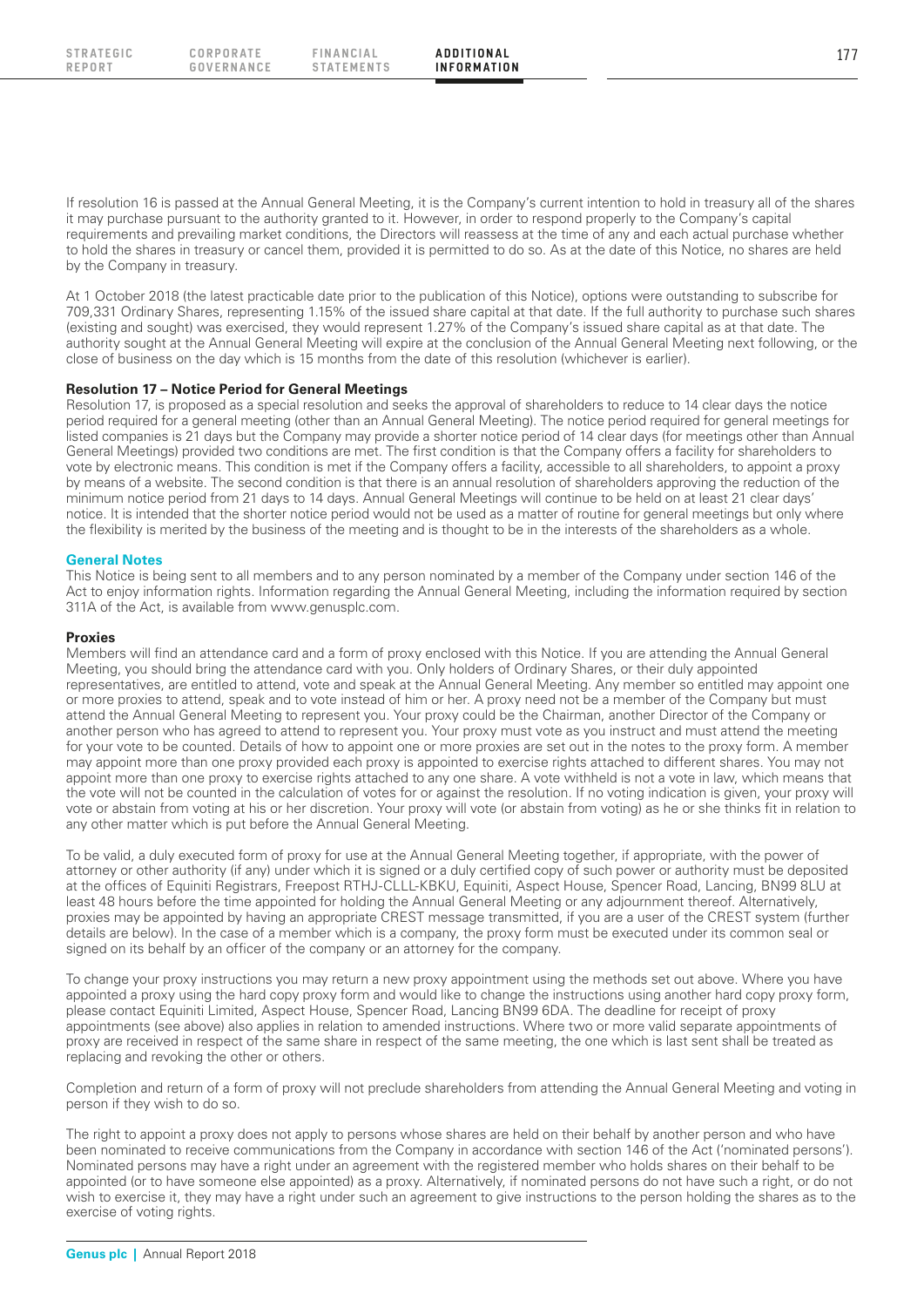If resolution 16 is passed at the Annual General Meeting, it is the Company's current intention to hold in treasury all of the shares it may purchase pursuant to the authority granted to it. However, in order to respond properly to the Company's capital requirements and prevailing market conditions, the Directors will reassess at the time of any and each actual purchase whether to hold the shares in treasury or cancel them, provided it is permitted to do so. As at the date of this Notice, no shares are held by the Company in treasury.

At 1 October 2018 (the latest practicable date prior to the publication of this Notice), options were outstanding to subscribe for 709,331 Ordinary Shares, representing 1.15% of the issued share capital at that date. If the full authority to purchase such shares (existing and sought) was exercised, they would represent 1.27% of the Company's issued share capital as at that date. The authority sought at the Annual General Meeting will expire at the conclusion of the Annual General Meeting next following, or the close of business on the day which is 15 months from the date of this resolution (whichever is earlier).

**Resolution 17 – Notice Period for General Meetings**

Resolution 17, is proposed as a special resolution and seeks the approval of shareholders to reduce to 14 clear days the notice period required for a general meeting (other than an Annual General Meeting). The notice period required for general meetings for listed companies is 21 days but the Company may provide a shorter notice period of 14 clear days (for meetings other than Annual General Meetings) provided two conditions are met. The first condition is that the Company offers a facility for shareholders to vote by electronic means. This condition is met if the Company offers a facility, accessible to all shareholders, to appoint a proxy by means of a website. The second condition is that there is an annual resolution of shareholders approving the reduction of the minimum notice period from 21 days to 14 days. Annual General Meetings will continue to be held on at least 21 clear days' notice. It is intended that the shorter notice period would not be used as a matter of routine for general meetings but only where the flexibility is merited by the business of the meeting and is thought to be in the interests of the shareholders as a whole.

## General Notes

This Notice is being sent to all members and to any person nominated by a member of the Company under section 146 of the Act to enjoy information rights. Information regarding the Annual General Meeting, including the information required by section 311A of the Act, is available from www.genusplc.com.

**Proxies**

Members will find an attendance card and a form of proxy enclosed with this Notice. If you are attending the Annual General Meeting, you should bring the attendance card with you. Only holders of Ordinary Shares, or their duly appointed representatives, are entitled to attend, vote and speak at the Annual General Meeting. Any member so entitled may appoint one or more proxies to attend, speak and to vote instead of him or her. A proxy need not be a member of the Company but must attend the Annual General Meeting to represent you. Your proxy could be the Chairman, another Director of the Company or another person who has agreed to attend to represent you. Your proxy must vote as you instruct and must attend the meeting for your vote to be counted. Details of how to appoint one or more proxies are set out in the notes to the proxy form. A member may appoint more than one proxy provided each proxy is appointed to exercise rights attached to different shares. You may not appoint more than one proxy to exercise rights attached to any one share. A vote withheld is not a vote in law, which means that the vote will not be counted in the calculation of votes for or against the resolution. If no voting indication is given, your proxy will vote or abstain from voting at his or her discretion. Your proxy will vote (or abstain from voting) as he or she thinks fit in relation to any other matter which is put before the Annual General Meeting.

To be valid, a duly executed form of proxy for use at the Annual General Meeting together, if appropriate, with the power of attorney or other authority (if any) under which it is signed or a duly certified copy of such power or authority must be deposited at the offices of Equiniti Registrars, Freepost RTHJ-CLLL-KBKU, Equiniti, Aspect House, Spencer Road, Lancing, BN99 8LU at least 48 hours before the time appointed for holding the Annual General Meeting or any adjournment thereof. Alternatively, proxies may be appointed by having an appropriate CREST message transmitted, if you are a user of the CREST system (further details are below). In the case of a member which is a company, the proxy form must be executed under its common seal or signed on its behalf by an officer of the company or an attorney for the company.

To change your proxy instructions you may return a new proxy appointment using the methods set out above. Where you have appointed a proxy using the hard copy proxy form and would like to change the instructions using another hard copy proxy form, please contact Equiniti Limited, Aspect House, Spencer Road, Lancing BN99 6DA. The deadline for receipt of proxy appointments (see above) also applies in relation to amended instructions. Where two or more valid separate appointments of proxy are received in respect of the same share in respect of the same meeting, the one which is last sent shall be treated as replacing and revoking the other or others.

Completion and return of a form of proxy will not preclude shareholders from attending the Annual General Meeting and voting in person if they wish to do so.

The right to appoint a proxy does not apply to persons whose shares are held on their behalf by another person and who have been nominated to receive communications from the Company in accordance with section 146 of the Act ('nominated persons'). Nominated persons may have a right under an agreement with the registered member who holds shares on their behalf to be appointed (or to have someone else appointed) as a proxy. Alternatively, if nominated persons do not have such a right, or do not wish to exercise it, they may have a right under such an agreement to give instructions to the person holding the shares as to the exercise of voting rights.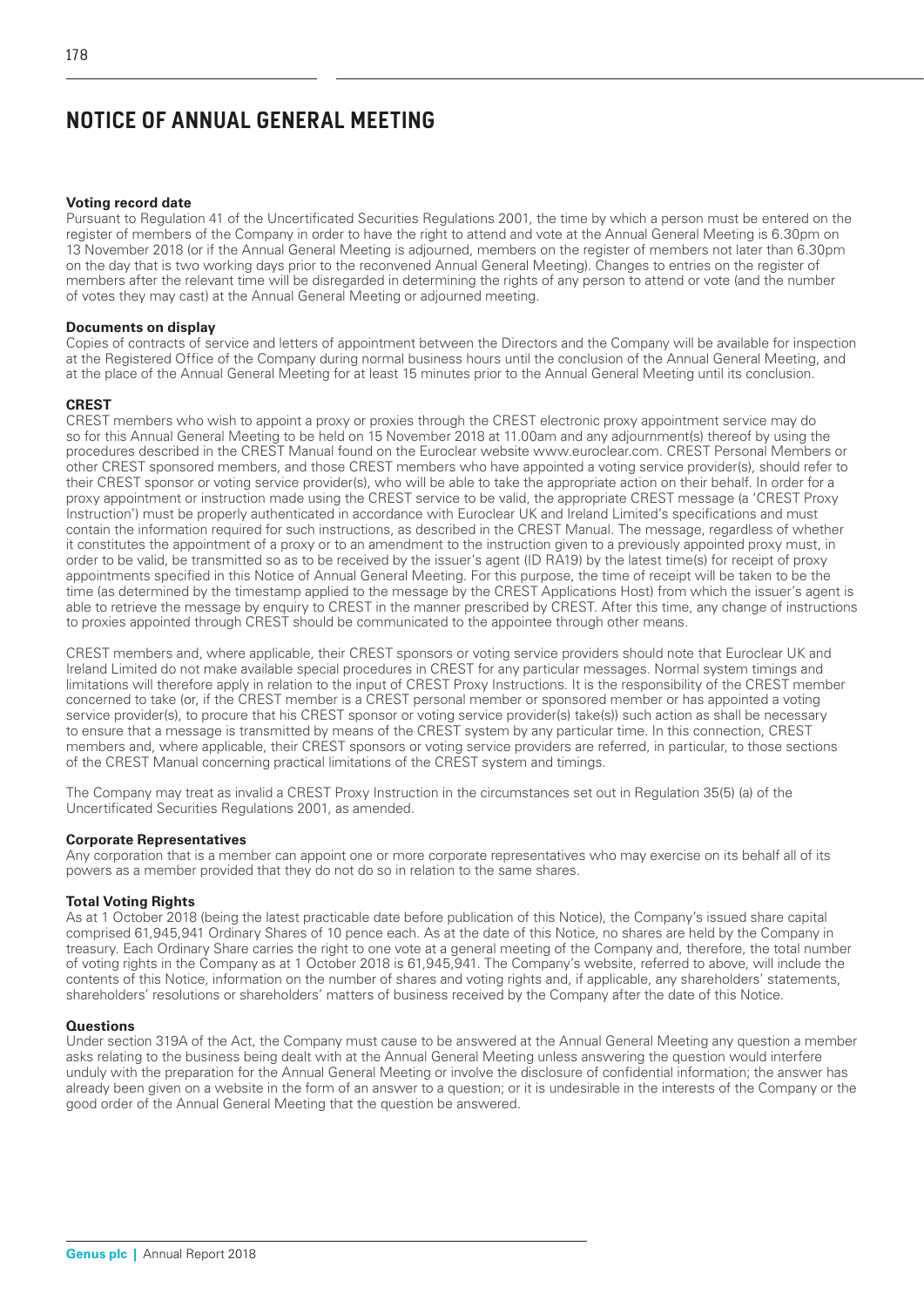# NOTICE OF ANNUAL GENERAL MEETING

**Voting record date**

Pursuant to Regulation 41 of the Uncertificated Securities Regulations 2001, the time by which a person must be entered on the register of members of the Company in order to have the right to attend and vote at the Annual General Meeting is 6.30pm on 13 November 2018 (or if the Annual General Meeting is adjourned, members on the register of members not later than 6.30pm on the day that is two working days prior to the reconvened Annual General Meeting). Changes to entries on the register of members after the relevant time will be disregarded in determining the rights of any person to attend or vote (and the number of votes they may cast) at the Annual General Meeting or adjourned meeting.

**Documents on display**

Copies of contracts of service and letters of appointment between the Directors and the Company will be available for inspection at the Registered Office of the Company during normal business hours until the conclusion of the Annual General Meeting, and at the place of the Annual General Meeting for at least 15 minutes prior to the Annual General Meeting until its conclusion.

**CREST**

CREST members who wish to appoint a proxy or proxies through the CREST electronic proxy appointment service may do so for this Annual General Meeting to be held on 15 November 2018 at 11.00am and any adjournment(s) thereof by using the procedures described in the CREST Manual found on the Euroclear website www.euroclear.com. CREST Personal Members or other CREST sponsored members, and those CREST members who have appointed a voting service provider(s), should refer to their CREST sponsor or voting service provider(s), who will be able to take the appropriate action on their behalf. In order for a proxy appointment or instruction made using the CREST service to be valid, the appropriate CREST message (a 'CREST Proxy Instruction') must be properly authenticated in accordance with Euroclear UK and Ireland Limited's specifications and must contain the information required for such instructions, as described in the CREST Manual. The message, regardless of whether it constitutes the appointment of a proxy or to an amendment to the instruction given to a previously appointed proxy must, in order to be valid, be transmitted so as to be received by the issuer's agent (ID RA19) by the latest time(s) for receipt of proxy appointments specified in this Notice of Annual General Meeting. For this purpose, the time of receipt will be taken to be the time (as determined by the timestamp applied to the message by the CREST Applications Host) from which the issuer's agent is able to retrieve the message by enquiry to CREST in the manner prescribed by CREST. After this time, any change of instructions to proxies appointed through CREST should be communicated to the appointee through other means.

CREST members and, where applicable, their CREST sponsors or voting service providers should note that Euroclear UK and Ireland Limited do not make available special procedures in CREST for any particular messages. Normal system timings and limitations will therefore apply in relation to the input of CREST Proxy Instructions. It is the responsibility of the CREST member concerned to take (or, if the CREST member is a CREST personal member or sponsored member or has appointed a voting service provider(s), to procure that his CREST sponsor or voting service provider(s) take(s)) such action as shall be necessary to ensure that a message is transmitted by means of the CREST system by any particular time. In this connection, CREST members and, where applicable, their CREST sponsors or voting service providers are referred, in particular, to those sections of the CREST Manual concerning practical limitations of the CREST system and timings.

The Company may treat as invalid a CREST Proxy Instruction in the circumstances set out in Regulation 35(5) (a) of the Uncertificated Securities Regulations 2001, as amended.

**Corporate Representatives**

Any corporation that is a member can appoint one or more corporate representatives who may exercise on its behalf all of its powers as a member provided that they do not do so in relation to the same shares.

**Total Voting Rights**

As at 1 October 2018 (being the latest practicable date before publication of this Notice), the Company's issued share capital comprised 61,945,941 Ordinary Shares of 10 pence each. As at the date of this Notice, no shares are held by the Company in treasury. Each Ordinary Share carries the right to one vote at a general meeting of the Company and, therefore, the total number of voting rights in the Company as at 1 October 2018 is 61,945,941. The Company's website, referred to above, will include the contents of this Notice, information on the number of shares and voting rights and, if applicable, any shareholders' statements, shareholders' resolutions or shareholders' matters of business received by the Company after the date of this Notice.

**Questions**

Under section 319A of the Act, the Company must cause to be answered at the Annual General Meeting any question a member asks relating to the business being dealt with at the Annual General Meeting unless answering the question would interfere unduly with the preparation for the Annual General Meeting or involve the disclosure of confidential information; the answer has already been given on a website in the form of an answer to a question; or it is undesirable in the interests of the Company or the good order of the Annual General Meeting that the question be answered.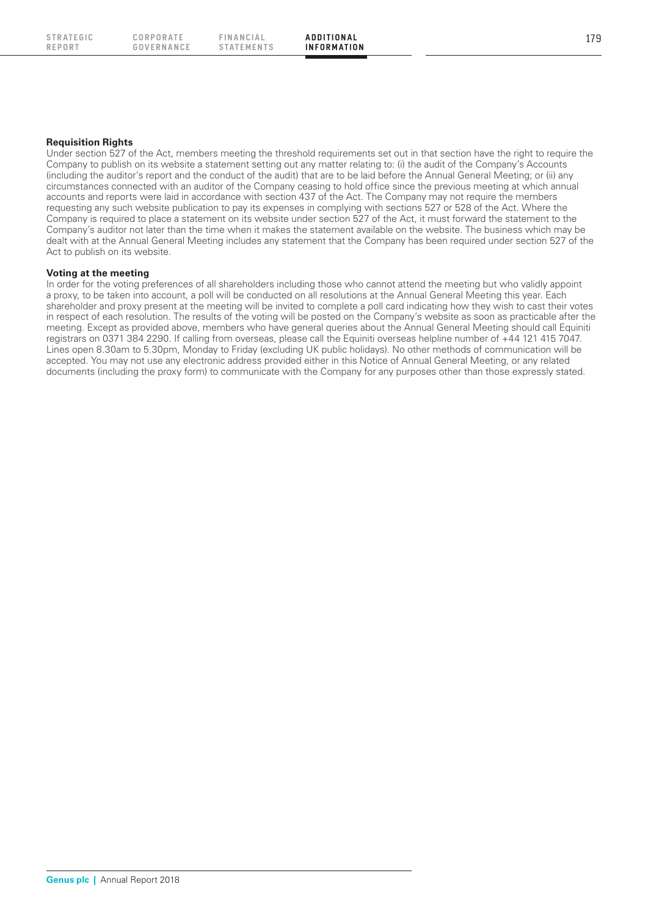**Requisition Rights**

Under section 527 of the Act, members meeting the threshold requirements set out in that section have the right to require the Company to publish on its website a statement setting out any matter relating to: (i) the audit of the Company's Accounts (including the auditor's report and the conduct of the audit) that are to be laid before the Annual General Meeting; or (ii) any circumstances connected with an auditor of the Company ceasing to hold office since the previous meeting at which annual accounts and reports were laid in accordance with section 437 of the Act. The Company may not require the members requesting any such website publication to pay its expenses in complying with sections 527 or 528 of the Act. Where the Company is required to place a statement on its website under section 527 of the Act, it must forward the statement to the Company's auditor not later than the time when it makes the statement available on the website. The business which may be dealt with at the Annual General Meeting includes any statement that the Company has been required under section 527 of the Act to publish on its website.

**Voting at the meeting**

In order for the voting preferences of all shareholders including those who cannot attend the meeting but who validly appoint a proxy, to be taken into account, a poll will be conducted on all resolutions at the Annual General Meeting this year. Each shareholder and proxy present at the meeting will be invited to complete a poll card indicating how they wish to cast their votes in respect of each resolution. The results of the voting will be posted on the Company's website as soon as practicable after the meeting. Except as provided above, members who have general queries about the Annual General Meeting should call Equiniti registrars on 0371 384 2290. If calling from overseas, please call the Equiniti overseas helpline number of +44 121 415 7047. Lines open 8.30am to 5.30pm, Monday to Friday (excluding UK public holidays). No other methods of communication will be accepted. You may not use any electronic address provided either in this Notice of Annual General Meeting, or any related documents (including the proxy form) to communicate with the Company for any purposes other than those expressly stated.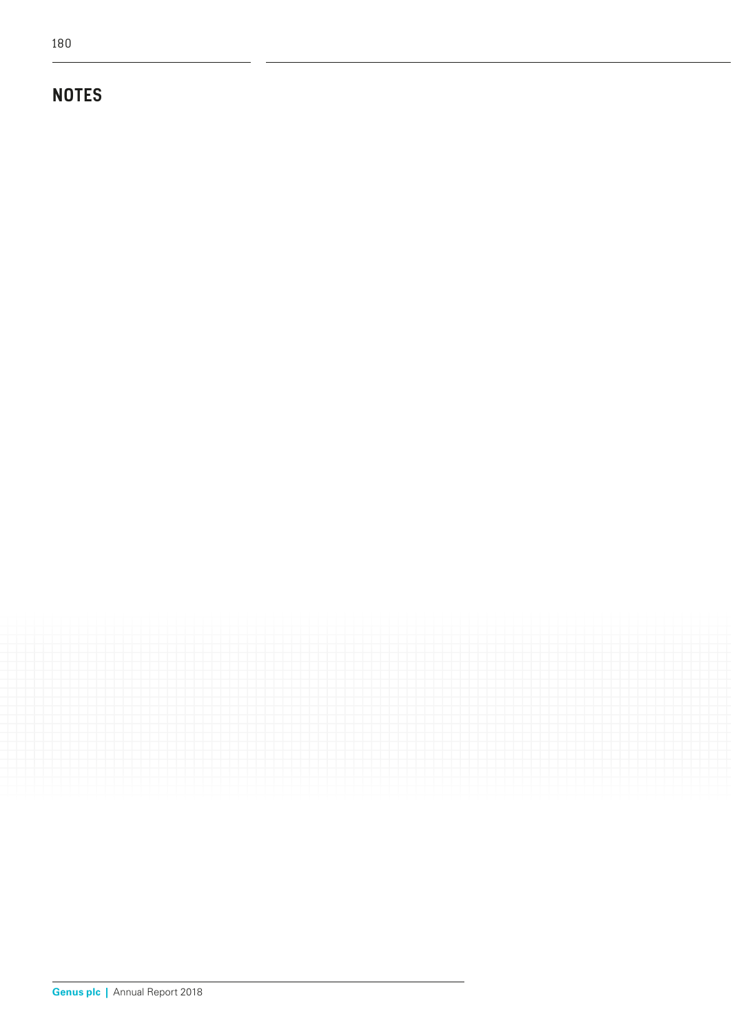## NOTES